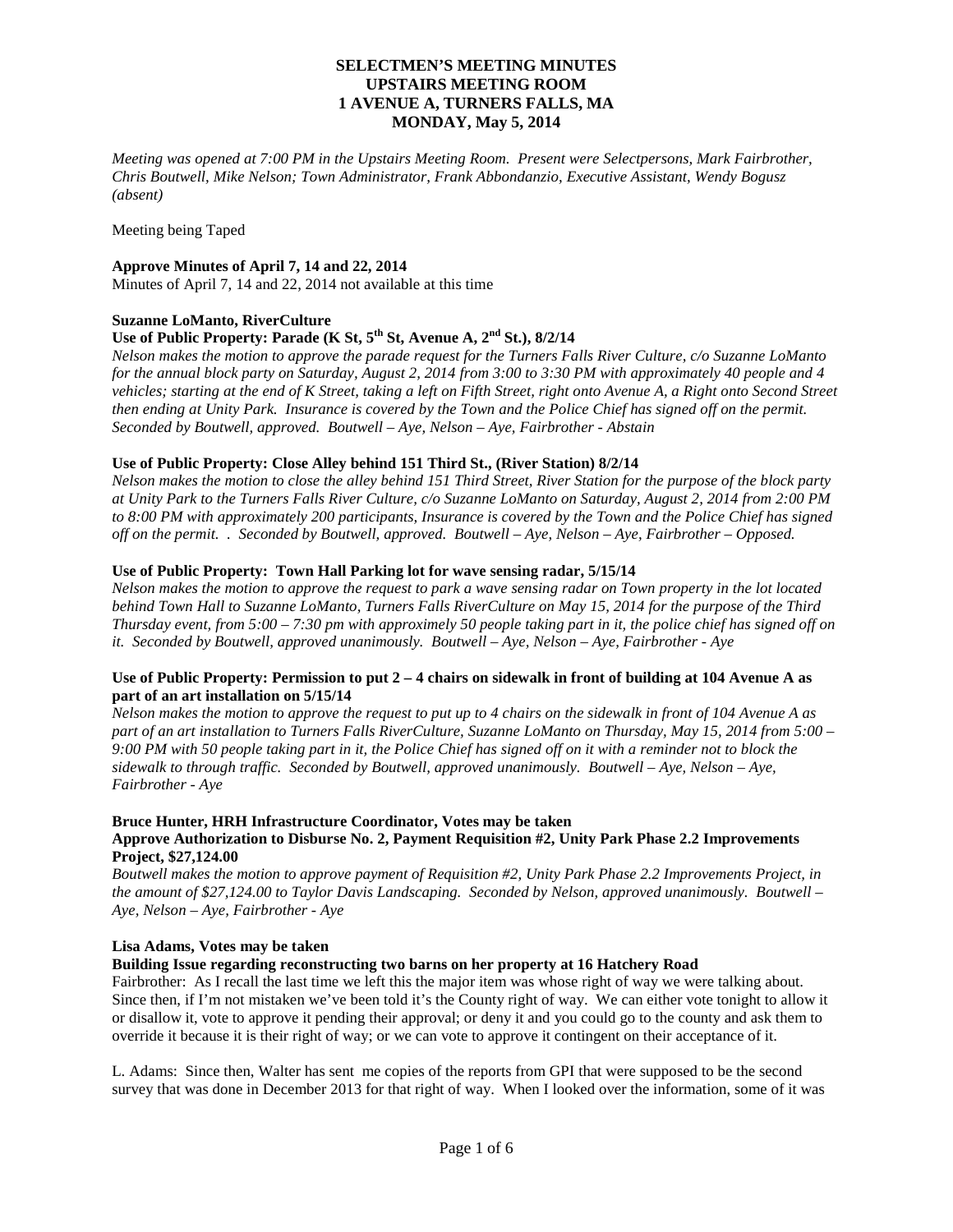**SELECTMEN'S MEETING MINUTES**
**UPSTAIRS MEETING ROOM**
**1 AVENUE A, TURNERS FALLS, MA**
**MONDAY, May 5, 2014**

*Meeting was opened at 7:00 PM in the Upstairs Meeting Room. Present were Selectpersons, Mark Fairbrother, Chris Boutwell, Mike Nelson; Town Administrator, Frank Abbondanzio, Executive Assistant, Wendy Bogusz (absent)*

Meeting being Taped

**Approve Minutes of April 7, 14 and 22, 2014**
Minutes of April 7, 14 and 22, 2014 not available at this time

**Suzanne LoManto, RiverCulture**
**Use of Public Property: Parade (K St, 5th St, Avenue A, 2nd St.), 8/2/14**
*Nelson makes the motion to approve the parade request for the Turners Falls River Culture, c/o Suzanne LoManto for the annual block party on Saturday, August 2, 2014 from 3:00 to 3:30 PM with approximately 40 people and 4 vehicles; starting at the end of K Street, taking a left on Fifth Street, right onto Avenue A, a Right onto Second Street then ending at Unity Park. Insurance is covered by the Town and the Police Chief has signed off on the permit. Seconded by Boutwell, approved. Boutwell – Aye, Nelson – Aye, Fairbrother - Abstain*

**Use of Public Property: Close Alley behind 151 Third St., (River Station) 8/2/14**
*Nelson makes the motion to close the alley behind 151 Third Street, River Station for the purpose of the block party at Unity Park to the Turners Falls River Culture, c/o Suzanne LoManto on Saturday, August 2, 2014 from 2:00 PM to 8:00 PM with approximately 200 participants, Insurance is covered by the Town and the Police Chief has signed off on the permit. . Seconded by Boutwell, approved. Boutwell – Aye, Nelson – Aye, Fairbrother – Opposed.*

**Use of Public Property: Town Hall Parking lot for wave sensing radar, 5/15/14**
*Nelson makes the motion to approve the request to park a wave sensing radar on Town property in the lot located behind Town Hall to Suzanne LoManto, Turners Falls RiverCulture on May 15, 2014 for the purpose of the Third Thursday event, from 5:00 – 7:30 pm with approximately 50 people taking part in it, the police chief has signed off on it. Seconded by Boutwell, approved unanimously. Boutwell – Aye, Nelson – Aye, Fairbrother - Aye*

**Use of Public Property: Permission to put 2 – 4 chairs on sidewalk in front of building at 104 Avenue A as part of an art installation on 5/15/14**
*Nelson makes the motion to approve the request to put up to 4 chairs on the sidewalk in front of 104 Avenue A as part of an art installation to Turners Falls RiverCulture, Suzanne LoManto on Thursday, May 15, 2014 from 5:00 – 9:00 PM with 50 people taking part in it, the Police Chief has signed off on it with a reminder not to block the sidewalk to through traffic. Seconded by Boutwell, approved unanimously. Boutwell – Aye, Nelson – Aye, Fairbrother - Aye*

**Bruce Hunter, HRH Infrastructure Coordinator, Votes may be taken**
**Approve Authorization to Disburse No. 2, Payment Requisition #2, Unity Park Phase 2.2 Improvements Project, $27,124.00**
*Boutwell makes the motion to approve payment of Requisition #2, Unity Park Phase 2.2 Improvements Project, in the amount of $27,124.00 to Taylor Davis Landscaping. Seconded by Nelson, approved unanimously. Boutwell – Aye, Nelson – Aye, Fairbrother - Aye*

**Lisa Adams, Votes may be taken**
**Building Issue regarding reconstructing two barns on her property at 16 Hatchery Road**
Fairbrother: As I recall the last time we left this the major item was whose right of way we were talking about. Since then, if I'm not mistaken we've been told it's the County right of way. We can either vote tonight to allow it or disallow it, vote to approve it pending their approval; or deny it and you could go to the county and ask them to override it because it is their right of way; or we can vote to approve it contingent on their acceptance of it.

L. Adams: Since then, Walter has sent me copies of the reports from GPI that were supposed to be the second survey that was done in December 2013 for that right of way. When I looked over the information, some of it was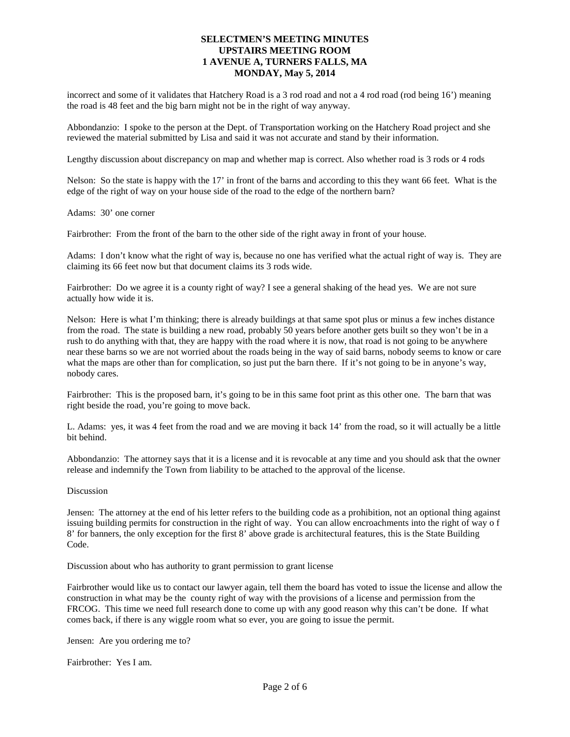incorrect and some of it validates that Hatchery Road is a 3 rod road and not a 4 rod road (rod being 16') meaning the road is 48 feet and the big barn might not be in the right of way anyway.

Abbondanzio: I spoke to the person at the Dept. of Transportation working on the Hatchery Road project and she reviewed the material submitted by Lisa and said it was not accurate and stand by their information.

Lengthy discussion about discrepancy on map and whether map is correct. Also whether road is 3 rods or 4 rods

Nelson: So the state is happy with the 17' in front of the barns and according to this they want 66 feet. What is the edge of the right of way on your house side of the road to the edge of the northern barn?

Adams: 30' one corner

Fairbrother: From the front of the barn to the other side of the right away in front of your house.

Adams: I don't know what the right of way is, because no one has verified what the actual right of way is. They are claiming its 66 feet now but that document claims its 3 rods wide.

Fairbrother: Do we agree it is a county right of way? I see a general shaking of the head yes. We are not sure actually how wide it is.

Nelson: Here is what I'm thinking; there is already buildings at that same spot plus or minus a few inches distance from the road. The state is building a new road, probably 50 years before another gets built so they won't be in a rush to do anything with that, they are happy with the road where it is now, that road is not going to be anywhere near these barns so we are not worried about the roads being in the way of said barns, nobody seems to know or care what the maps are other than for complication, so just put the barn there. If it's not going to be in anyone's way, nobody cares.

Fairbrother: This is the proposed barn, it's going to be in this same foot print as this other one. The barn that was right beside the road, you're going to move back.

L. Adams: yes, it was 4 feet from the road and we are moving it back 14' from the road, so it will actually be a little bit behind.

Abbondanzio: The attorney says that it is a license and it is revocable at any time and you should ask that the owner release and indemnify the Town from liability to be attached to the approval of the license.

Discussion

Jensen: The attorney at the end of his letter refers to the building code as a prohibition, not an optional thing against issuing building permits for construction in the right of way. You can allow encroachments into the right of way o f 8' for banners, the only exception for the first 8' above grade is architectural features, this is the State Building Code.

Discussion about who has authority to grant permission to grant license

Fairbrother would like us to contact our lawyer again, tell them the board has voted to issue the license and allow the construction in what may be the county right of way with the provisions of a license and permission from the FRCOG. This time we need full research done to come up with any good reason why this can't be done. If what comes back, if there is any wiggle room what so ever, you are going to issue the permit.

Jensen: Are you ordering me to?

Fairbrother: Yes I am.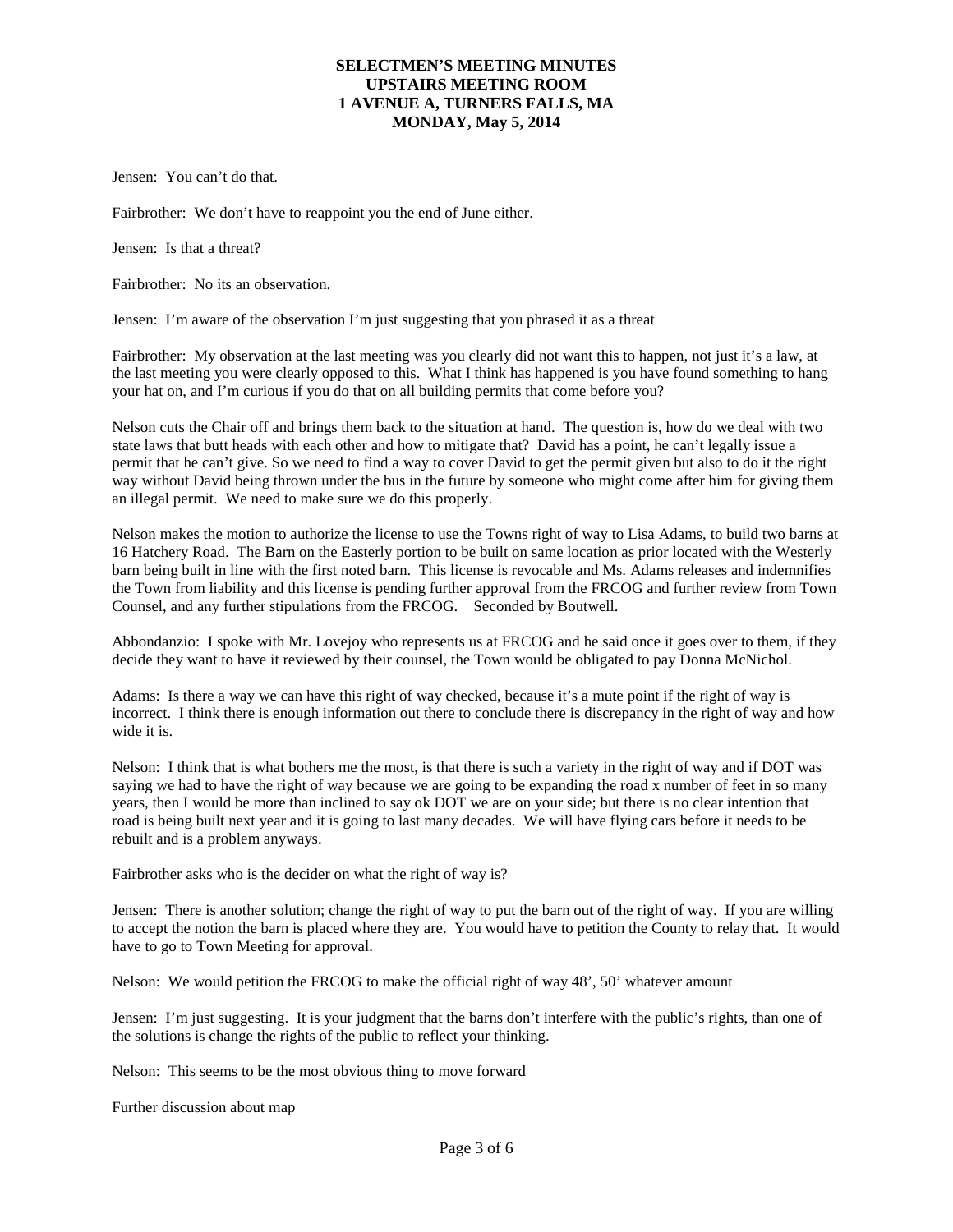Jensen: You can't do that.

Fairbrother: We don't have to reappoint you the end of June either.

Jensen: Is that a threat?

Fairbrother: No its an observation.

Jensen: I'm aware of the observation I'm just suggesting that you phrased it as a threat

Fairbrother: My observation at the last meeting was you clearly did not want this to happen, not just it's a law, at the last meeting you were clearly opposed to this. What I think has happened is you have found something to hang your hat on, and I'm curious if you do that on all building permits that come before you?

Nelson cuts the Chair off and brings them back to the situation at hand. The question is, how do we deal with two state laws that butt heads with each other and how to mitigate that? David has a point, he can't legally issue a permit that he can't give. So we need to find a way to cover David to get the permit given but also to do it the right way without David being thrown under the bus in the future by someone who might come after him for giving them an illegal permit. We need to make sure we do this properly.

Nelson makes the motion to authorize the license to use the Towns right of way to Lisa Adams, to build two barns at 16 Hatchery Road. The Barn on the Easterly portion to be built on same location as prior located with the Westerly barn being built in line with the first noted barn. This license is revocable and Ms. Adams releases and indemnifies the Town from liability and this license is pending further approval from the FRCOG and further review from Town Counsel, and any further stipulations from the FRCOG. Seconded by Boutwell.

Abbondanzio: I spoke with Mr. Lovejoy who represents us at FRCOG and he said once it goes over to them, if they decide they want to have it reviewed by their counsel, the Town would be obligated to pay Donna McNichol.

Adams: Is there a way we can have this right of way checked, because it's a mute point if the right of way is incorrect. I think there is enough information out there to conclude there is discrepancy in the right of way and how wide it is.

Nelson: I think that is what bothers me the most, is that there is such a variety in the right of way and if DOT was saying we had to have the right of way because we are going to be expanding the road x number of feet in so many years, then I would be more than inclined to say ok DOT we are on your side; but there is no clear intention that road is being built next year and it is going to last many decades. We will have flying cars before it needs to be rebuilt and is a problem anyways.

Fairbrother asks who is the decider on what the right of way is?

Jensen: There is another solution; change the right of way to put the barn out of the right of way. If you are willing to accept the notion the barn is placed where they are. You would have to petition the County to relay that. It would have to go to Town Meeting for approval.

Nelson: We would petition the FRCOG to make the official right of way 48', 50' whatever amount

Jensen: I'm just suggesting. It is your judgment that the barns don't interfere with the public's rights, than one of the solutions is change the rights of the public to reflect your thinking.

Nelson: This seems to be the most obvious thing to move forward

Further discussion about map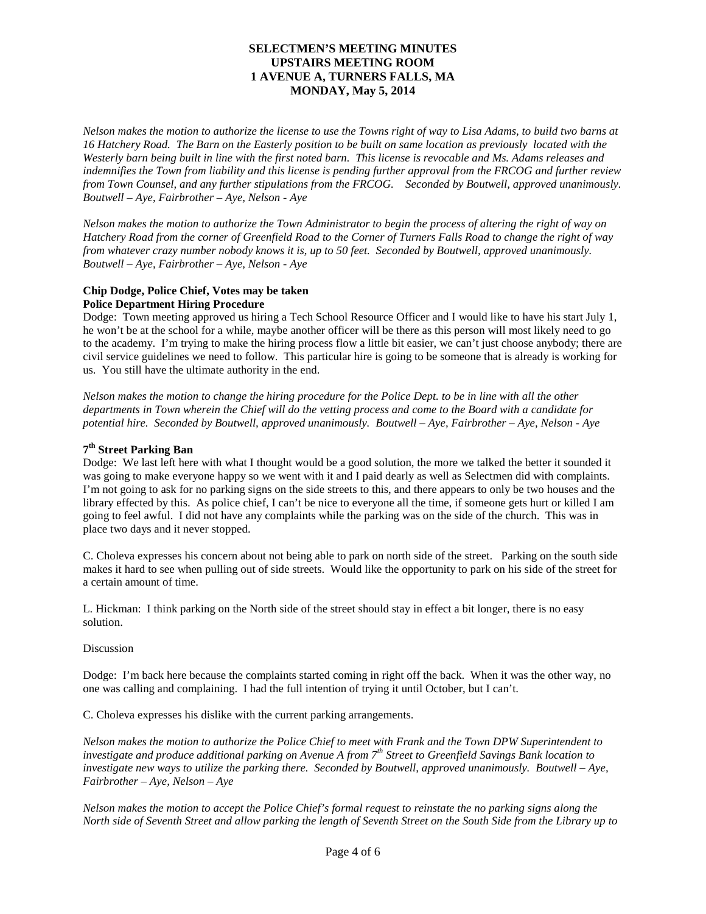**SELECTMEN'S MEETING MINUTES**
**UPSTAIRS MEETING ROOM**
**1 AVENUE A, TURNERS FALLS, MA**
**MONDAY, May 5, 2014**

*Nelson makes the motion to authorize the license to use the Towns right of way to Lisa Adams, to build two barns at 16 Hatchery Road. The Barn on the Easterly position to be built on same location as previously located with the Westerly barn being built in line with the first noted barn. This license is revocable and Ms. Adams releases and indemnifies the Town from liability and this license is pending further approval from the FRCOG and further review from Town Counsel, and any further stipulations from the FRCOG. Seconded by Boutwell, approved unanimously. Boutwell – Aye, Fairbrother – Aye, Nelson - Aye*

*Nelson makes the motion to authorize the Town Administrator to begin the process of altering the right of way on Hatchery Road from the corner of Greenfield Road to the Corner of Turners Falls Road to change the right of way from whatever crazy number nobody knows it is, up to 50 feet. Seconded by Boutwell, approved unanimously. Boutwell – Aye, Fairbrother – Aye, Nelson - Aye*

**Chip Dodge, Police Chief, Votes may be taken**
**Police Department Hiring Procedure**

Dodge: Town meeting approved us hiring a Tech School Resource Officer and I would like to have his start July 1, he won't be at the school for a while, maybe another officer will be there as this person will most likely need to go to the academy. I'm trying to make the hiring process flow a little bit easier, we can't just choose anybody; there are civil service guidelines we need to follow. This particular hire is going to be someone that is already is working for us. You still have the ultimate authority in the end.

*Nelson makes the motion to change the hiring procedure for the Police Dept. to be in line with all the other departments in Town wherein the Chief will do the vetting process and come to the Board with a candidate for potential hire. Seconded by Boutwell, approved unanimously. Boutwell – Aye, Fairbrother – Aye, Nelson - Aye*

**7th Street Parking Ban**

Dodge: We last left here with what I thought would be a good solution, the more we talked the better it sounded it was going to make everyone happy so we went with it and I paid dearly as well as Selectmen did with complaints. I'm not going to ask for no parking signs on the side streets to this, and there appears to only be two houses and the library effected by this. As police chief, I can't be nice to everyone all the time, if someone gets hurt or killed I am going to feel awful. I did not have any complaints while the parking was on the side of the church. This was in place two days and it never stopped.

C. Choleva expresses his concern about not being able to park on north side of the street. Parking on the south side makes it hard to see when pulling out of side streets. Would like the opportunity to park on his side of the street for a certain amount of time.

L. Hickman: I think parking on the North side of the street should stay in effect a bit longer, there is no easy solution.

Discussion

Dodge: I'm back here because the complaints started coming in right off the back. When it was the other way, no one was calling and complaining. I had the full intention of trying it until October, but I can't.

C. Choleva expresses his dislike with the current parking arrangements.

*Nelson makes the motion to authorize the Police Chief to meet with Frank and the Town DPW Superintendent to investigate and produce additional parking on Avenue A from 7th Street to Greenfield Savings Bank location to investigate new ways to utilize the parking there. Seconded by Boutwell, approved unanimously. Boutwell – Aye, Fairbrother – Aye, Nelson – Aye*

*Nelson makes the motion to accept the Police Chief's formal request to reinstate the no parking signs along the North side of Seventh Street and allow parking the length of Seventh Street on the South Side from the Library up to*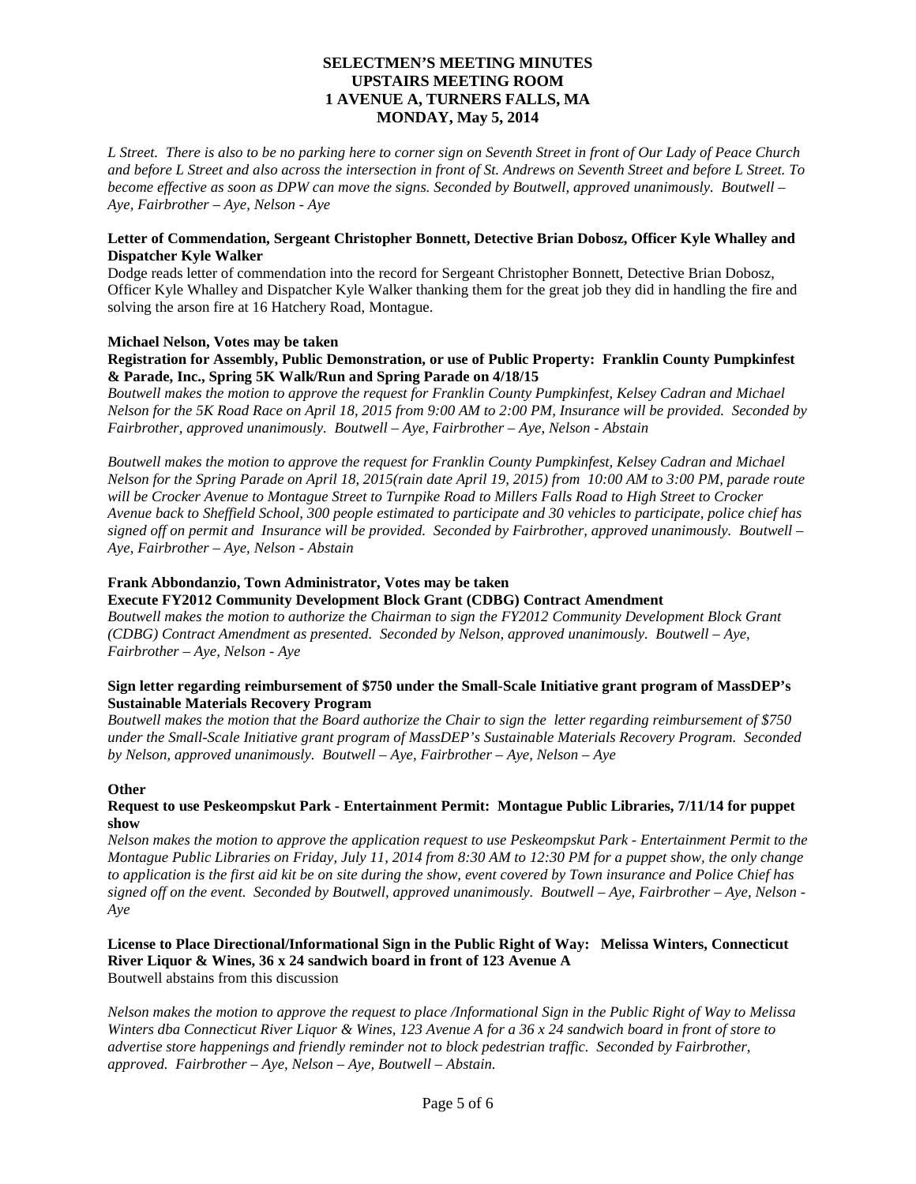*L Street. There is also to be no parking here to corner sign on Seventh Street in front of Our Lady of Peace Church and before L Street and also across the intersection in front of St. Andrews on Seventh Street and before L Street. To become effective as soon as DPW can move the signs. Seconded by Boutwell, approved unanimously. Boutwell – Aye, Fairbrother – Aye, Nelson - Aye*

**Letter of Commendation, Sergeant Christopher Bonnett, Detective Brian Dobosz, Officer Kyle Whalley and Dispatcher Kyle Walker**

Dodge reads letter of commendation into the record for Sergeant Christopher Bonnett, Detective Brian Dobosz, Officer Kyle Whalley and Dispatcher Kyle Walker thanking them for the great job they did in handling the fire and solving the arson fire at 16 Hatchery Road, Montague.

**Michael Nelson, Votes may be taken**

**Registration for Assembly, Public Demonstration, or use of Public Property: Franklin County Pumpkinfest & Parade, Inc., Spring 5K Walk/Run and Spring Parade on 4/18/15**

*Boutwell makes the motion to approve the request for Franklin County Pumpkinfest, Kelsey Cadran and Michael Nelson for the 5K Road Race on April 18, 2015 from 9:00 AM to 2:00 PM, Insurance will be provided. Seconded by Fairbrother, approved unanimously. Boutwell – Aye, Fairbrother – Aye, Nelson - Abstain*

*Boutwell makes the motion to approve the request for Franklin County Pumpkinfest, Kelsey Cadran and Michael Nelson for the Spring Parade on April 18, 2015(rain date April 19, 2015) from 10:00 AM to 3:00 PM, parade route will be Crocker Avenue to Montague Street to Turnpike Road to Millers Falls Road to High Street to Crocker Avenue back to Sheffield School, 300 people estimated to participate and 30 vehicles to participate, police chief has signed off on permit and Insurance will be provided. Seconded by Fairbrother, approved unanimously. Boutwell – Aye, Fairbrother – Aye, Nelson - Abstain*

**Frank Abbondanzio, Town Administrator, Votes may be taken**

**Execute FY2012 Community Development Block Grant (CDBG) Contract Amendment**

*Boutwell makes the motion to authorize the Chairman to sign the FY2012 Community Development Block Grant (CDBG) Contract Amendment as presented. Seconded by Nelson, approved unanimously. Boutwell – Aye, Fairbrother – Aye, Nelson - Aye*

**Sign letter regarding reimbursement of $750 under the Small-Scale Initiative grant program of MassDEP's Sustainable Materials Recovery Program**

*Boutwell makes the motion that the Board authorize the Chair to sign the letter regarding reimbursement of $750 under the Small-Scale Initiative grant program of MassDEP's Sustainable Materials Recovery Program. Seconded by Nelson, approved unanimously. Boutwell – Aye, Fairbrother – Aye, Nelson – Aye*

**Other**

**Request to use Peskeompskut Park - Entertainment Permit: Montague Public Libraries, 7/11/14 for puppet show**

*Nelson makes the motion to approve the application request to use Peskeompskut Park - Entertainment Permit to the Montague Public Libraries on Friday, July 11, 2014 from 8:30 AM to 12:30 PM for a puppet show, the only change to application is the first aid kit be on site during the show, event covered by Town insurance and Police Chief has signed off on the event. Seconded by Boutwell, approved unanimously. Boutwell – Aye, Fairbrother – Aye, Nelson - Aye*

**License to Place Directional/Informational Sign in the Public Right of Way: Melissa Winters, Connecticut River Liquor & Wines, 36 x 24 sandwich board in front of 123 Avenue A**

Boutwell abstains from this discussion

*Nelson makes the motion to approve the request to place /Informational Sign in the Public Right of Way to Melissa Winters dba Connecticut River Liquor & Wines, 123 Avenue A for a 36 x 24 sandwich board in front of store to advertise store happenings and friendly reminder not to block pedestrian traffic. Seconded by Fairbrother, approved. Fairbrother – Aye, Nelson – Aye, Boutwell – Abstain.*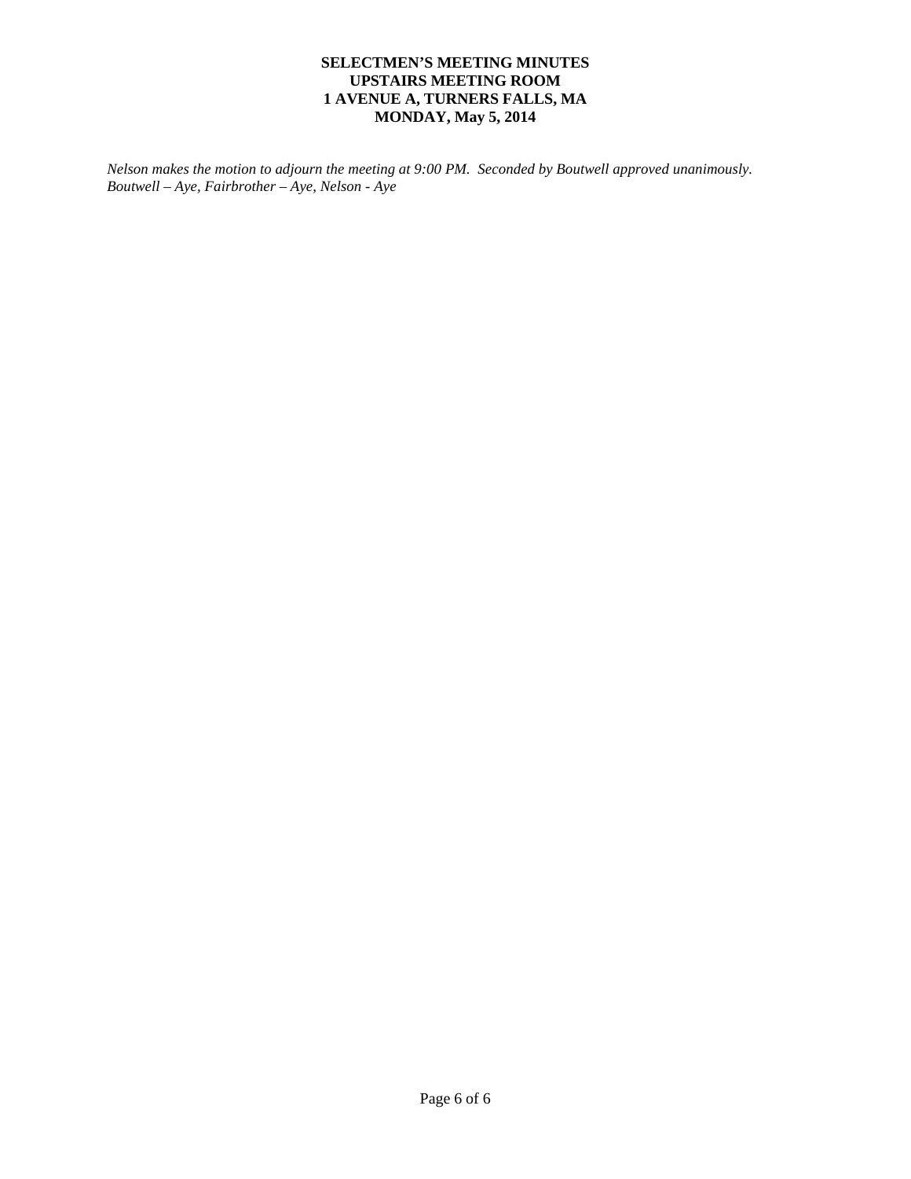*Nelson makes the motion to adjourn the meeting at 9:00 PM. Seconded by Boutwell approved unanimously. Boutwell – Aye, Fairbrother – Aye, Nelson - Aye*